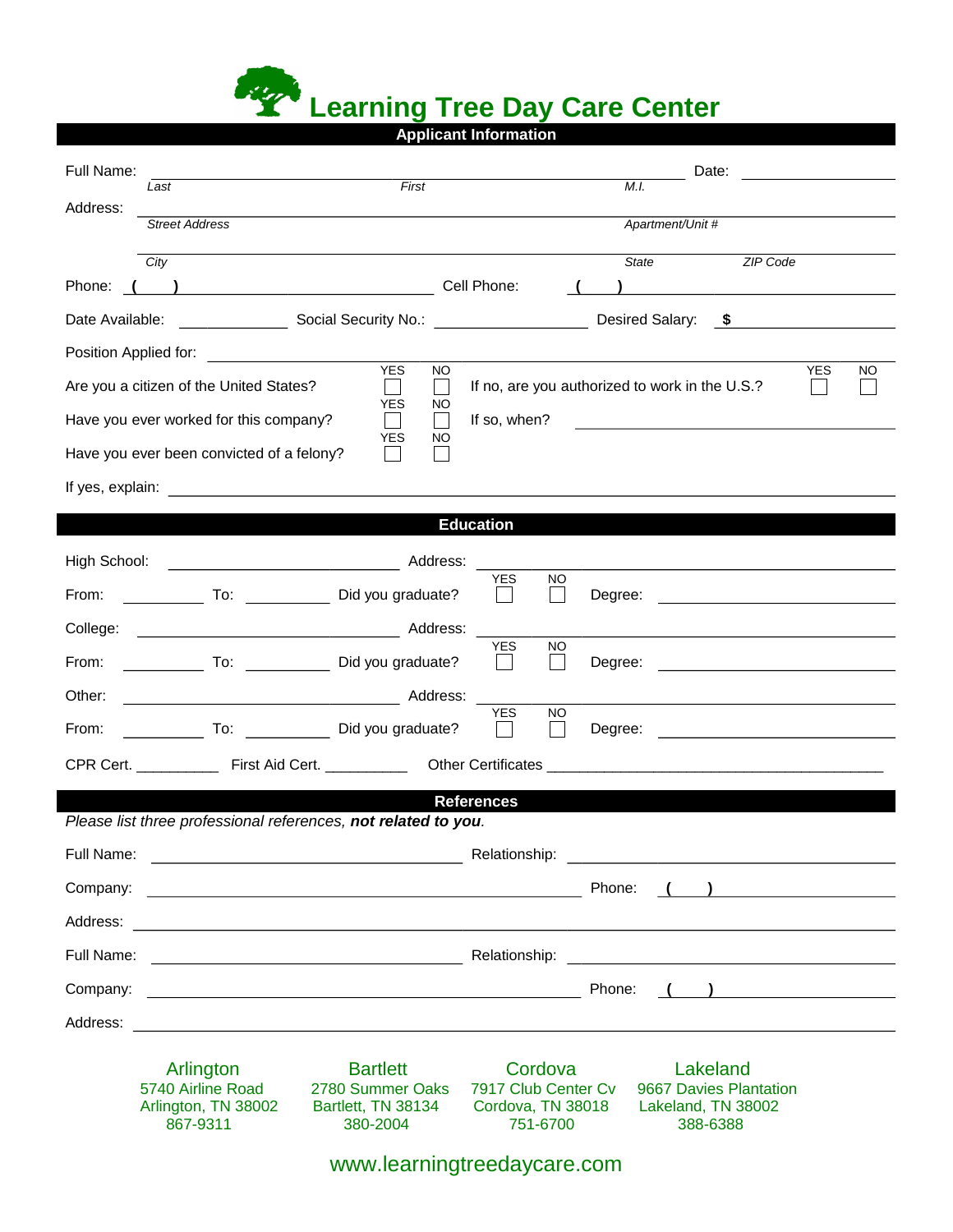# Learning Tree Day Care Center

## Applicant Information

Full Name: ______________________________________________ Date: ____________

*Last* *First* *M.I.*

Address: ______________________________________________________________

*Street Address* *Apartment/Unit #*

______________________________________________________________

*City* *State* *ZIP Code*

Phone: ( ) ____________________ Cell Phone: ( ) ____________________

Date Available: ____________ Social Security No.: ________________ Desired Salary: $ ____________

Position Applied for: ______________________________________________________________

Are you a citizen of the United States? YES ☐ NO ☐ If no, are you authorized to work in the U.S.? YES ☐ NO ☐

Have you ever worked for this company? YES ☐ NO ☐ If so, when? ____________________

Have you ever been convicted of a felony? YES ☐ NO ☐

If yes, explain: ______________________________________________________________

## Education

High School: ________________________ Address: ________________________________

From: __________ To: __________ Did you graduate? YES ☐ NO ☐ Degree: ________________

College: ________________________ Address: ________________________________

From: __________ To: __________ Did you graduate? YES ☐ NO ☐ Degree: ________________

Other: ________________________ Address: ________________________________

From: __________ To: __________ Did you graduate? YES ☐ NO ☐ Degree: ________________

CPR Cert. __________ First Aid Cert. __________ Other Certificates ________________________________________

## References

*Please list three professional references, **not related to you**.*

Full Name: ________________________ Relationship: ________________________

Company: ________________________________ Phone: ( ) ________________

Address: ______________________________________________________________

Full Name: ________________________ Relationship: ________________________

Company: ________________________________ Phone: ( ) ________________

Address: ______________________________________________________________

| Arlington | Bartlett | Cordova | Lakeland |
|---|---|---|---|
| 5740 Airline Road | 2780 Summer Oaks | 7917 Club Center Cv | 9667 Davies Plantation |
| Arlington, TN 38002 | Bartlett, TN 38134 | Cordova, TN 38018 | Lakeland, TN 38002 |
| 867-9311 | 380-2004 | 751-6700 | 388-6388 |

www.learningtreedaycare.com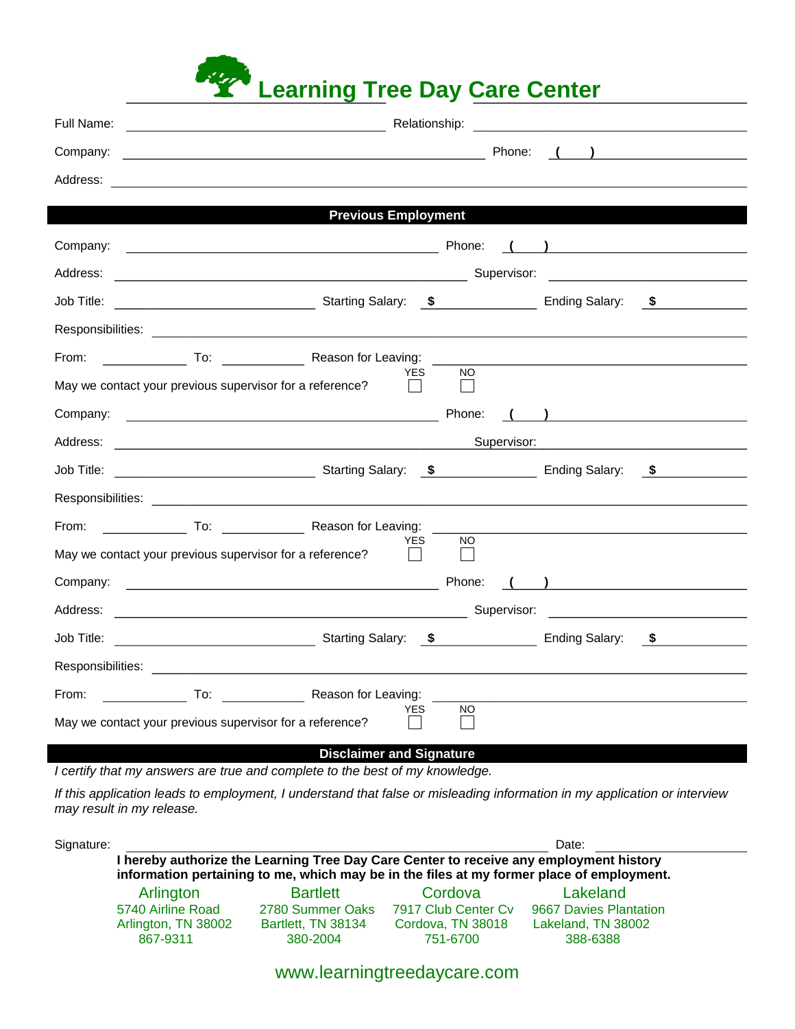# Learning Tree Day Care Center

Full Name: ______________________ Relationship: ______________________

Company: ______________________ Phone: ( ) ______________________

Address: ______________________

## Previous Employment

Company: ______________________ Phone: ( ) ______________________

Address: ______________________ Supervisor: ______________________

Job Title: ______________________ Starting Salary: $ __________ Ending Salary: $ __________

Responsibilities: ______________________

From: __________ To: __________ Reason for Leaving: ______________________

May we contact your previous supervisor for a reference? YES ☐ NO ☐

Company: ______________________ Phone: ( ) ______________________

Address: ______________________ Supervisor: ______________________

Job Title: ______________________ Starting Salary: $ __________ Ending Salary: $ __________

Responsibilities: ______________________

From: __________ To: __________ Reason for Leaving: ______________________

May we contact your previous supervisor for a reference? YES ☐ NO ☐

Company: ______________________ Phone: ( ) ______________________

Address: ______________________ Supervisor: ______________________

Job Title: ______________________ Starting Salary: $ __________ Ending Salary: $ __________

Responsibilities: ______________________

From: __________ To: __________ Reason for Leaving: ______________________

May we contact your previous supervisor for a reference? YES ☐ NO ☐

## Disclaimer and Signature

*I certify that my answers are true and complete to the best of my knowledge.*

*If this application leads to employment, I understand that false or misleading information in my application or interview may result in my release.*

Signature: ______________________ Date: __________

**I hereby authorize the Learning Tree Day Care Center to receive any employment history information pertaining to me, which may be in the files at my former place of employment.**

| Arlington | Bartlett | Cordova | Lakeland |
| --- | --- | --- | --- |
| 5740 Airline Road | 2780 Summer Oaks | 7917 Club Center Cv | 9667 Davies Plantation |
| Arlington, TN 38002 | Bartlett, TN 38134 | Cordova, TN 38018 | Lakeland, TN 38002 |
| 867-9311 | 380-2004 | 751-6700 | 388-6388 |

www.learningtreedaycare.com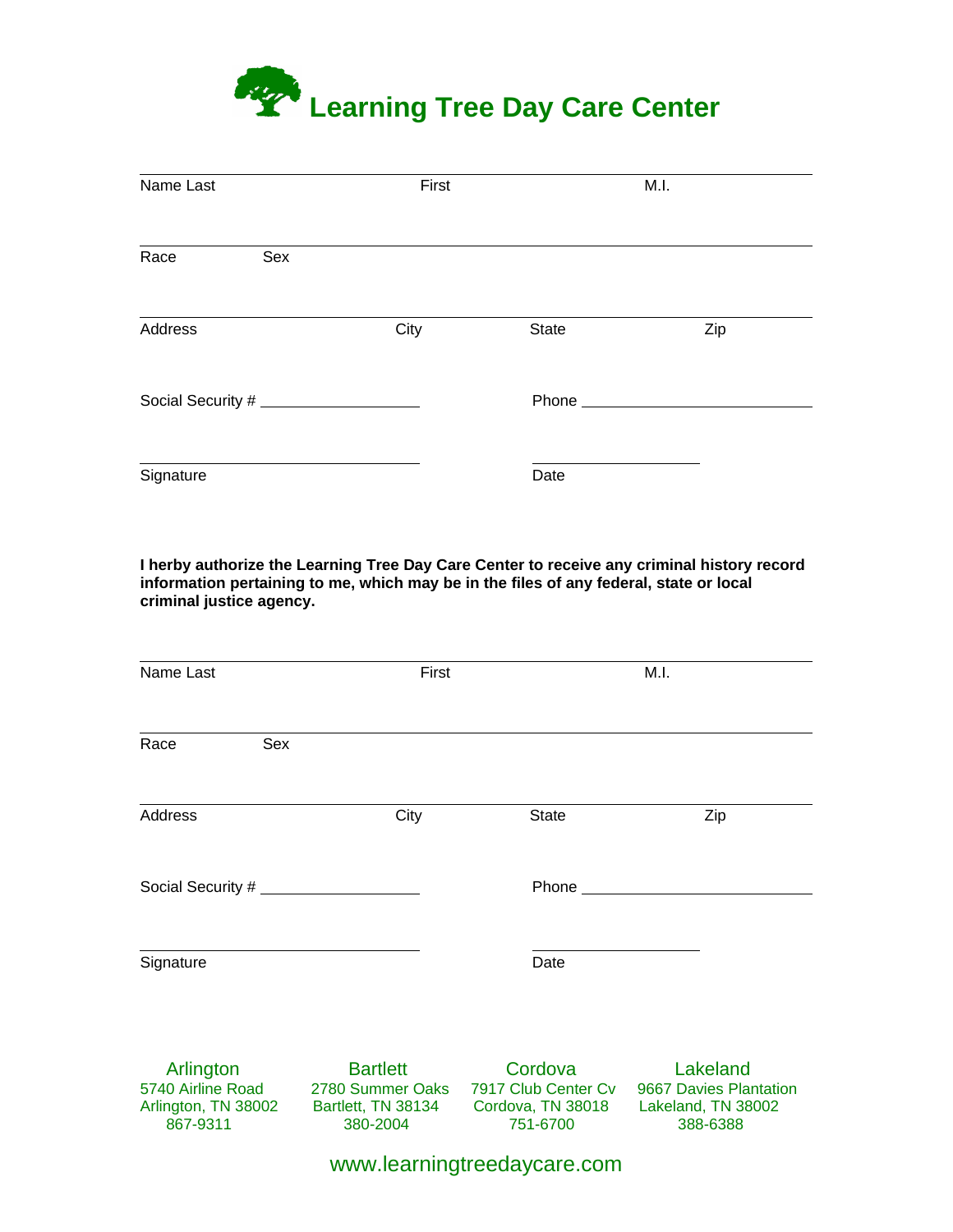# Learning Tree Day Care Center

Name Last First M.I.

Race Sex

Address City State Zip

Social Security # ___________________ Phone ___________________________

___________________________ ___________________

Signature Date

**I herby authorize the Learning Tree Day Care Center to receive any criminal history record information pertaining to me, which may be in the files of any federal, state or local criminal justice agency.**

Name Last First M.I.

Race Sex

Address City State Zip

Social Security # ___________________ Phone ___________________________

___________________________ ___________________

Signature Date

| Arlington | Bartlett | Cordova | Lakeland |
|---|---|---|---|
| 5740 Airline Road | 2780 Summer Oaks | 7917 Club Center Cv | 9667 Davies Plantation |
| Arlington, TN 38002 | Bartlett, TN 38134 | Cordova, TN 38018 | Lakeland, TN 38002 |
| 867-9311 | 380-2004 | 751-6700 | 388-6388 |

www.learningtreedaycare.com